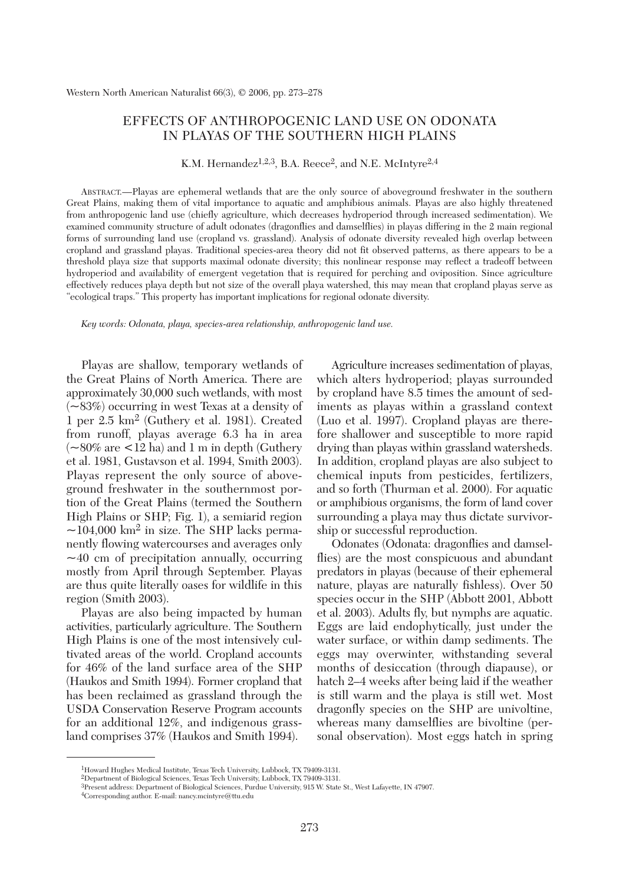# EFFECTS OF ANTHROPOGENIC LAND USE ON ODONATA IN PLAYAS OF THE SOUTHERN HIGH PLAINS

K.M. Hernandez[1,2,3], B.A. Reece[2], and N.E. McIntyre[2,4]

ABSTRACT.—Playas are ephemeral wetlands that are the only source of aboveground freshwater in the southern Great Plains, making them of vital importance to aquatic and amphibious animals. Playas are also highly threatened from anthropogenic land use (chiefly agriculture, which decreases hydroperiod through increased sedimentation). We examined community structure of adult odonates (dragonflies and damselflies) in playas differing in the 2 main regional forms of surrounding land use (cropland vs. grassland). Analysis of odonate diversity revealed high overlap between cropland and grassland playas. Traditional species-area theory did not fit observed patterns, as there appears to be a threshold playa size that supports maximal odonate diversity; this nonlinear response may reflect a tradeoff between hydroperiod and availability of emergent vegetation that is required for perching and oviposition. Since agriculture effectively reduces playa depth but not size of the overall playa watershed, this may mean that cropland playas serve as "ecological traps." This property has important implications for regional odonate diversity.

*Key words: Odonata, playa, species-area relationship, anthropogenic land use.*

Playas are shallow, temporary wetlands of the Great Plains of North America. There are approximately 30,000 such wetlands, with most (~83%) occurring in west Texas at a density of 1 per 2.5 km$^2$ (Guthery et al. 1981). Created from runoff, playas average 6.3 ha in area (~80% are <12 ha) and 1 m in depth (Guthery et al. 1981, Gustavson et al. 1994, Smith 2003). Playas represent the only source of aboveground freshwater in the southernmost portion of the Great Plains (termed the Southern High Plains or SHP; Fig. 1), a semiarid region ~104,000 km$^2$ in size. The SHP lacks permanently flowing watercourses and averages only ~40 cm of precipitation annually, occurring mostly from April through September. Playas are thus quite literally oases for wildlife in this region (Smith 2003).

Playas are also being impacted by human activities, particularly agriculture. The Southern High Plains is one of the most intensively cultivated areas of the world. Cropland accounts for 46% of the land surface area of the SHP (Haukos and Smith 1994). Former cropland that has been reclaimed as grassland through the USDA Conservation Reserve Program accounts for an additional 12%, and indigenous grassland comprises 37% (Haukos and Smith 1994).

Agriculture increases sedimentation of playas, which alters hydroperiod; playas surrounded by cropland have 8.5 times the amount of sediments as playas within a grassland context (Luo et al. 1997). Cropland playas are therefore shallower and susceptible to more rapid drying than playas within grassland watersheds. In addition, cropland playas are also subject to chemical inputs from pesticides, fertilizers, and so forth (Thurman et al. 2000). For aquatic or amphibious organisms, the form of land cover surrounding a playa may thus dictate survivorship or successful reproduction.

Odonates (Odonata: dragonflies and damselflies) are the most conspicuous and abundant predators in playas (because of their ephemeral nature, playas are naturally fishless). Over 50 species occur in the SHP (Abbott 2001, Abbott et al. 2003). Adults fly, but nymphs are aquatic. Eggs are laid endophytically, just under the water surface, or within damp sediments. The eggs may overwinter, withstanding several months of desiccation (through diapause), or hatch 2–4 weeks after being laid if the weather is still warm and the playa is still wet. Most dragonfly species on the SHP are univoltine, whereas many damselflies are bivoltine (personal observation). Most eggs hatch in spring

---

[1]Howard Hughes Medical Institute, Texas Tech University, Lubbock, TX 79409-3131.
[2]Department of Biological Sciences, Texas Tech University, Lubbock, TX 79409-3131.
[3]Present address: Department of Biological Sciences, Purdue University, 915 W. State St., West Lafayette, IN 47907.
[4]Corresponding author. E-mail: nancy.mcintyre@ttu.edu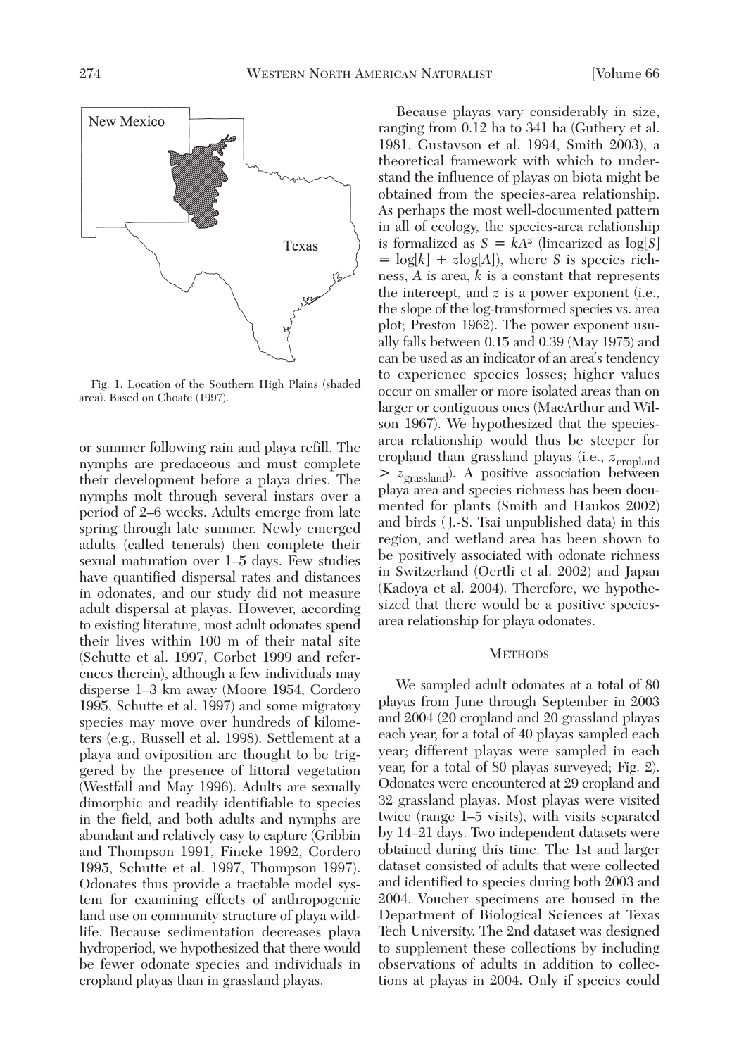Fig. 1. Location of the Southern High Plains (shaded area). Based on Choate (1997).

or summer following rain and playa refill. The nymphs are predaceous and must complete their development before a playa dries. The nymphs molt through several instars over a period of 2–6 weeks. Adults emerge from late spring through late summer. Newly emerged adults (called tenerals) then complete their sexual maturation over 1–5 days. Few studies have quantified dispersal rates and distances in odonates, and our study did not measure adult dispersal at playas. However, according to existing literature, most adult odonates spend their lives within 100 m of their natal site (Schutte et al. 1997, Corbet 1999 and references therein), although a few individuals may disperse 1–3 km away (Moore 1954, Cordero 1995, Schutte et al. 1997) and some migratory species may move over hundreds of kilometers (e.g., Russell et al. 1998). Settlement at a playa and oviposition are thought to be triggered by the presence of littoral vegetation (Westfall and May 1996). Adults are sexually dimorphic and readily identifiable to species in the field, and both adults and nymphs are abundant and relatively easy to capture (Gribbin and Thompson 1991, Fincke 1992, Cordero 1995, Schutte et al. 1997, Thompson 1997). Odonates thus provide a tractable model system for examining effects of anthropogenic land use on community structure of playa wildlife. Because sedimentation decreases playa hydroperiod, we hypothesized that there would be fewer odonate species and individuals in cropland playas than in grassland playas.

Because playas vary considerably in size, ranging from 0.12 ha to 341 ha (Guthery et al. 1981, Gustavson et al. 1994, Smith 2003), a theoretical framework with which to understand the influence of playas on biota might be obtained from the species-area relationship. As perhaps the most well-documented pattern in all of ecology, the species-area relationship is formalized as $S = kA^z$ (linearized as $\log[S] = \log[k] + z\log[A]$), where $S$ is species richness, $A$ is area, $k$ is a constant that represents the intercept, and $z$ is a power exponent (i.e., the slope of the log-transformed species vs. area plot; Preston 1962). The power exponent usually falls between 0.15 and 0.39 (May 1975) and can be used as an indicator of an area's tendency to experience species losses; higher values occur on smaller or more isolated areas than on larger or contiguous ones (MacArthur and Wilson 1967). We hypothesized that the species-area relationship would thus be steeper for cropland than grassland playas (i.e., $z_{\text{cropland}} > z_{\text{grassland}}$). A positive association between playa area and species richness has been documented for plants (Smith and Haukos 2002) and birds (J.-S. Tsai unpublished data) in this region, and wetland area has been shown to be positively associated with odonate richness in Switzerland (Oertli et al. 2002) and Japan (Kadoya et al. 2004). Therefore, we hypothesized that there would be a positive species-area relationship for playa odonates.

## METHODS

We sampled adult odonates at a total of 80 playas from June through September in 2003 and 2004 (20 cropland and 20 grassland playas each year, for a total of 40 playas sampled each year; different playas were sampled in each year, for a total of 80 playas surveyed; Fig. 2). Odonates were encountered at 29 cropland and 32 grassland playas. Most playas were visited twice (range 1–5 visits), with visits separated by 14–21 days. Two independent datasets were obtained during this time. The 1st and larger dataset consisted of adults that were collected and identified to species during both 2003 and 2004. Voucher specimens are housed in the Department of Biological Sciences at Texas Tech University. The 2nd dataset was designed to supplement these collections by including observations of adults in addition to collections at playas in 2004. Only if species could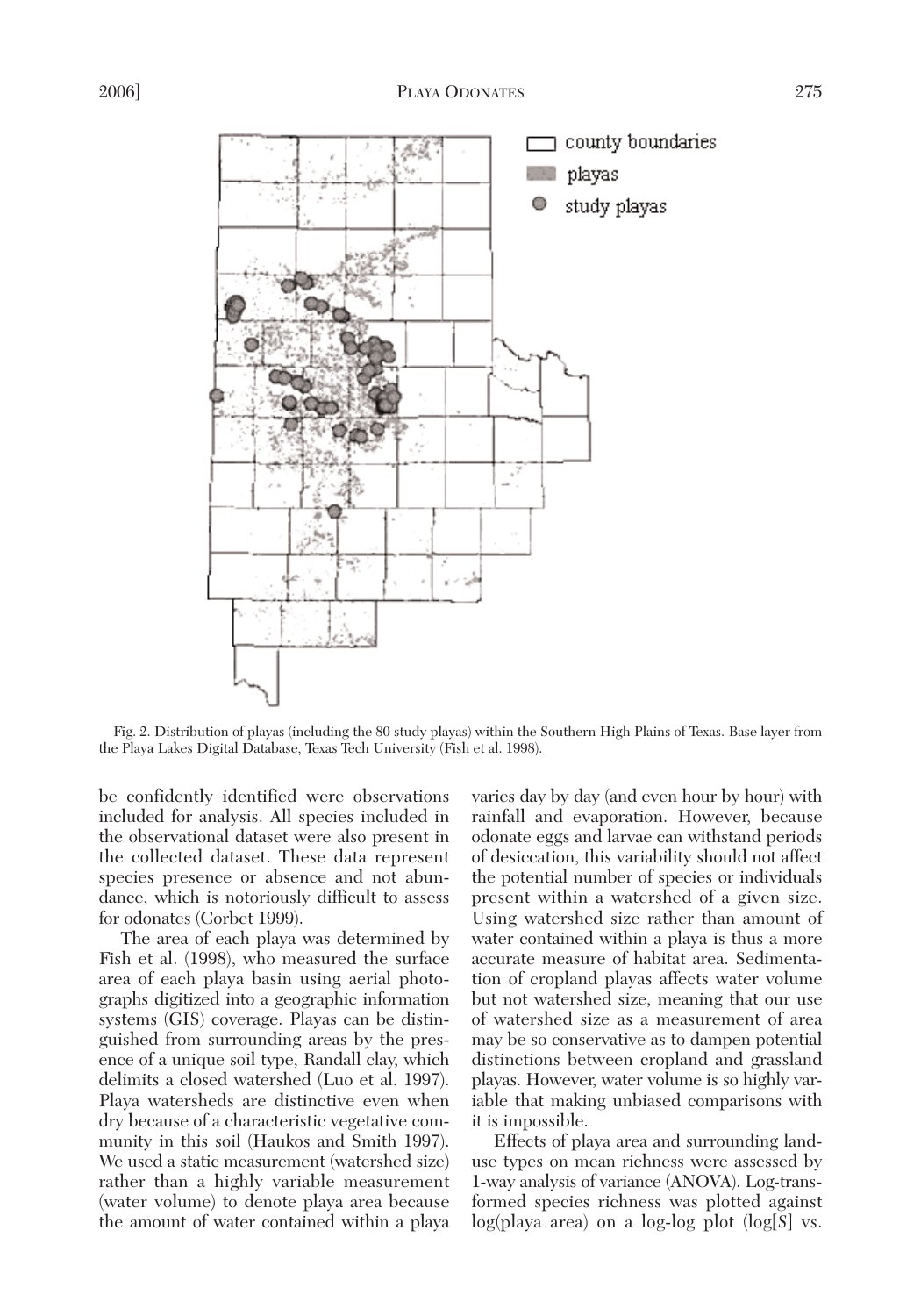Fig. 2. Distribution of playas (including the 80 study playas) within the Southern High Plains of Texas. Base layer from the Playa Lakes Digital Database, Texas Tech University (Fish et al. 1998).

be confidently identified were observations included for analysis. All species included in the observational dataset were also present in the collected dataset. These data represent species presence or absence and not abundance, which is notoriously difficult to assess for odonates (Corbet 1999).

The area of each playa was determined by Fish et al. (1998), who measured the surface area of each playa basin using aerial photographs digitized into a geographic information systems (GIS) coverage. Playas can be distinguished from surrounding areas by the presence of a unique soil type, Randall clay, which delimits a closed watershed (Luo et al. 1997). Playa watersheds are distinctive even when dry because of a characteristic vegetative community in this soil (Haukos and Smith 1997). We used a static measurement (watershed size) rather than a highly variable measurement (water volume) to denote playa area because the amount of water contained within a playa varies day by day (and even hour by hour) with rainfall and evaporation. However, because odonate eggs and larvae can withstand periods of desiccation, this variability should not affect the potential number of species or individuals present within a watershed of a given size. Using watershed size rather than amount of water contained within a playa is thus a more accurate measure of habitat area. Sedimentation of cropland playas affects water volume but not watershed size, meaning that our use of watershed size as a measurement of area may be so conservative as to dampen potential distinctions between cropland and grassland playas. However, water volume is so highly variable that making unbiased comparisons with it is impossible.

Effects of playa area and surrounding land-use types on mean richness were assessed by 1-way analysis of variance (ANOVA). Log-transformed species richness was plotted against log(playa area) on a log-log plot (log[$S$] vs.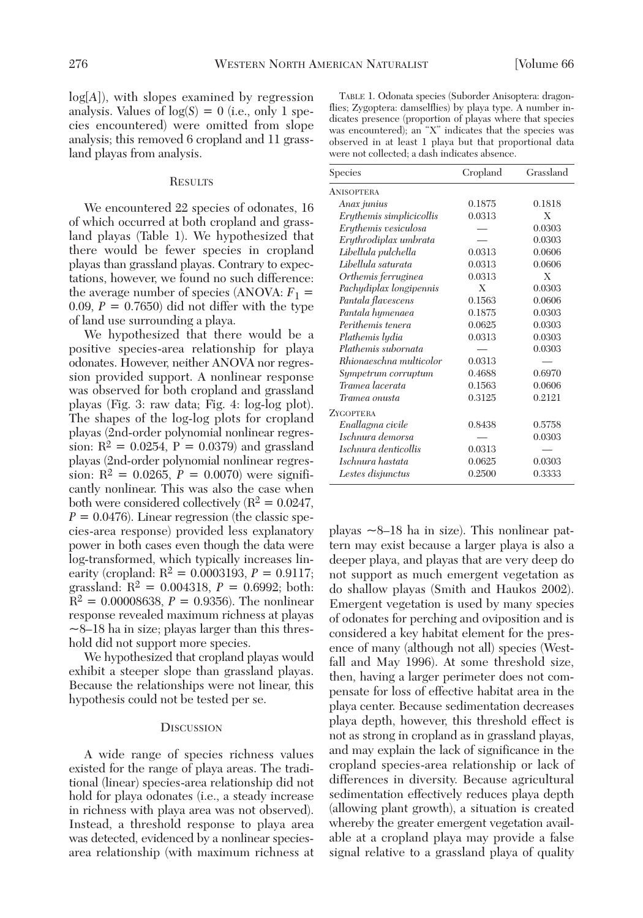log[$A$]), with slopes examined by regression analysis. Values of log($S$) = 0 (i.e., only 1 species encountered) were omitted from slope analysis; this removed 6 cropland and 11 grassland playas from analysis.

## Results

We encountered 22 species of odonates, 16 of which occurred at both cropland and grassland playas (Table 1). We hypothesized that there would be fewer species in cropland playas than grassland playas. Contrary to expectations, however, we found no such difference: the average number of species (ANOVA: $F_1 = 0.09$, $P = 0.7650$) did not differ with the type of land use surrounding a playa.

We hypothesized that there would be a positive species-area relationship for playa odonates. However, neither ANOVA nor regression provided support. A nonlinear response was observed for both cropland and grassland playas (Fig. 3: raw data; Fig. 4: log-log plot). The shapes of the log-log plots for cropland playas (2nd-order polynomial nonlinear regression: $R^2 = 0.0254$, $P = 0.0379$) and grassland playas (2nd-order polynomial nonlinear regression: $R^2 = 0.0265$, $P = 0.0070$) were significantly nonlinear. This was also the case when both were considered collectively ($R^2 = 0.0247$, $P = 0.0476$). Linear regression (the classic species-area response) provided less explanatory power in both cases even though the data were log-transformed, which typically increases linearity (cropland: $R^2 = 0.0003193$, $P = 0.9117$; grassland: $R^2 = 0.004318$, $P = 0.6992$; both: $R^2 = 0.00008638$, $P = 0.9356$). The nonlinear response revealed maximum richness at playas ~8–18 ha in size; playas larger than this threshold did not support more species.

We hypothesized that cropland playas would exhibit a steeper slope than grassland playas. Because the relationships were not linear, this hypothesis could not be tested per se.

TABLE 1. Odonata species (Suborder Anisoptera: dragonflies; Zygoptera: damselflies) by playa type. A number indicates presence (proportion of playas where that species was encountered); an "X" indicates that the species was observed in at least 1 playa but that proportional data were not collected; a dash indicates absence.

| Species | Cropland | Grassland |
|---|---|---|
| ANISOPTERA | | |
| *Anax junius* | 0.1875 | 0.1818 |
| *Erythemis simplicicollis* | 0.0313 | X |
| *Erythemis vesiculosa* | — | 0.0303 |
| *Erythrodiplax umbrata* | — | 0.0303 |
| *Libellula pulchella* | 0.0313 | 0.0606 |
| *Libellula saturata* | 0.0313 | 0.0606 |
| *Orthemis ferruginea* | 0.0313 | X |
| *Pachydiplax longipennis* | X | 0.0303 |
| *Pantala flavescens* | 0.1563 | 0.0606 |
| *Pantala hymenaea* | 0.1875 | 0.0303 |
| *Perithemis tenera* | 0.0625 | 0.0303 |
| *Plathemis lydia* | 0.0313 | 0.0303 |
| *Plathemis subornata* | — | 0.0303 |
| *Rhionaeschna multicolor* | 0.0313 | — |
| *Sympetrum corruptum* | 0.4688 | 0.6970 |
| *Tramea lacerata* | 0.1563 | 0.0606 |
| *Tramea onusta* | 0.3125 | 0.2121 |
| ZYGOPTERA | | |
| *Enallagma civile* | 0.8438 | 0.5758 |
| *Ischnura demorsa* | — | 0.0303 |
| *Ischnura denticollis* | 0.0313 | — |
| *Ischnura hastata* | 0.0625 | 0.0303 |
| *Lestes disjunctus* | 0.2500 | 0.3333 |

## Discussion

A wide range of species richness values existed for the range of playa areas. The traditional (linear) species-area relationship did not hold for playa odonates (i.e., a steady increase in richness with playa area was not observed). Instead, a threshold response to playa area was detected, evidenced by a nonlinear species-area relationship (with maximum richness at playas ~8–18 ha in size). This nonlinear pattern may exist because a larger playa is also a deeper playa, and playas that are very deep do not support as much emergent vegetation as do shallow playas (Smith and Haukos 2002). Emergent vegetation is used by many species of odonates for perching and oviposition and is considered a key habitat element for the presence of many (although not all) species (Westfall and May 1996). At some threshold size, then, having a larger perimeter does not compensate for loss of effective habitat area in the playa center. Because sedimentation decreases playa depth, however, this threshold effect is not as strong in cropland as in grassland playas, and may explain the lack of significance in the cropland species-area relationship or lack of differences in diversity. Because agricultural sedimentation effectively reduces playa depth (allowing plant growth), a situation is created whereby the greater emergent vegetation available at a cropland playa may provide a false signal relative to a grassland playa of quality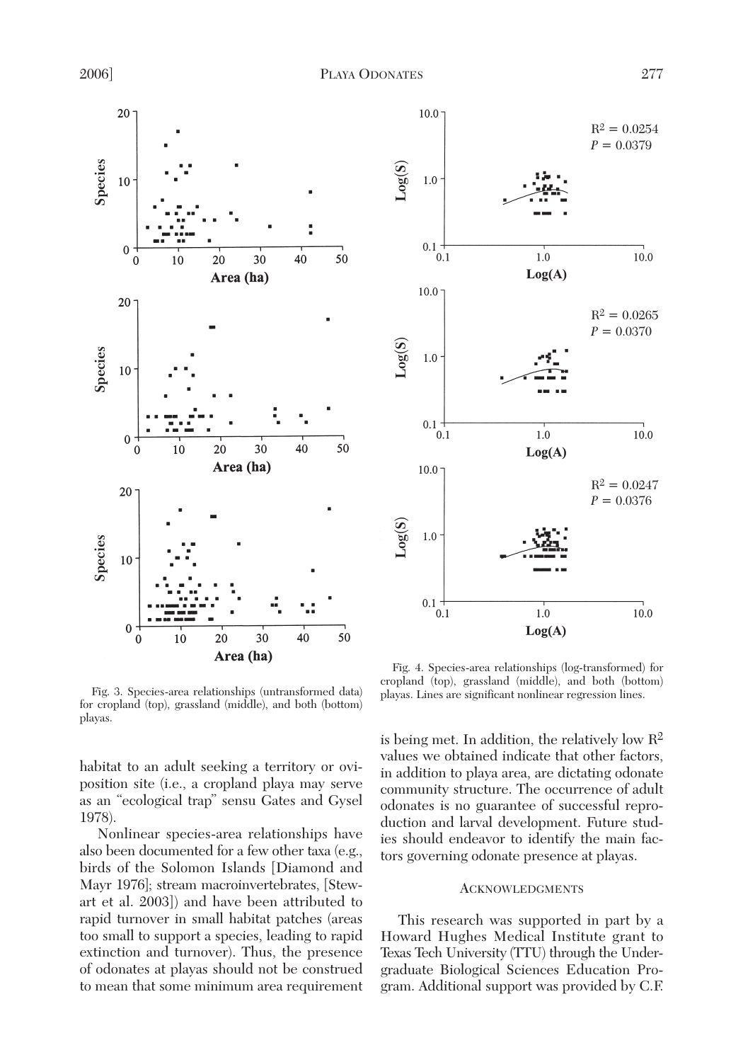Fig. 3. Species-area relationships (untransformed data) for cropland (top), grassland (middle), and both (bottom) playas.

Fig. 4. Species-area relationships (log-transformed) for cropland (top), grassland (middle), and both (bottom) playas. Lines are significant nonlinear regression lines.

habitat to an adult seeking a territory or oviposition site (i.e., a cropland playa may serve as an "ecological trap" sensu Gates and Gysel 1978).

Nonlinear species-area relationships have also been documented for a few other taxa (e.g., birds of the Solomon Islands [Diamond and Mayr 1976]; stream macroinvertebrates, [Stewart et al. 2003]) and have been attributed to rapid turnover in small habitat patches (areas too small to support a species, leading to rapid extinction and turnover). Thus, the presence of odonates at playas should not be construed to mean that some minimum area requirement is being met. In addition, the relatively low $R^2$ values we obtained indicate that other factors, in addition to playa area, are dictating odonate community structure. The occurrence of adult odonates is no guarantee of successful reproduction and larval development. Future studies should endeavor to identify the main factors governing odonate presence at playas.

## Acknowledgments

This research was supported in part by a Howard Hughes Medical Institute grant to Texas Tech University (TTU) through the Undergraduate Biological Sciences Education Program. Additional support was provided by C.F.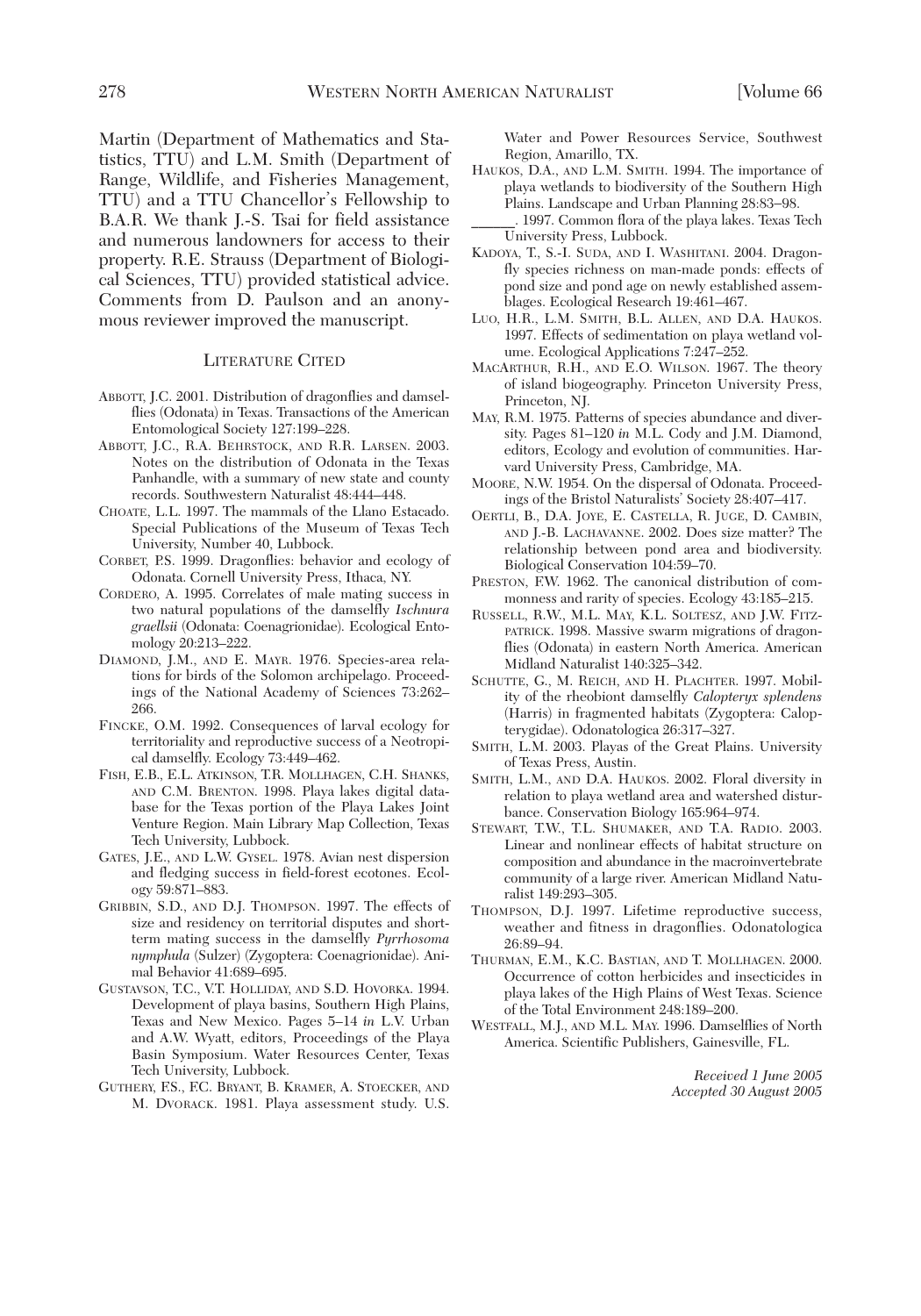Martin (Department of Mathematics and Statistics, TTU) and L.M. Smith (Department of Range, Wildlife, and Fisheries Management, TTU) and a TTU Chancellor's Fellowship to B.A.R. We thank J.-S. Tsai for field assistance and numerous landowners for access to their property. R.E. Strauss (Department of Biological Sciences, TTU) provided statistical advice. Comments from D. Paulson and an anonymous reviewer improved the manuscript.

## Literature Cited

Abbott, J.C. 2001. Distribution of dragonflies and damselflies (Odonata) in Texas. Transactions of the American Entomological Society 127:199–228.

Abbott, J.C., R.A. Behrstock, and R.R. Larsen. 2003. Notes on the distribution of Odonata in the Texas Panhandle, with a summary of new state and county records. Southwestern Naturalist 48:444–448.

Choate, L.L. 1997. The mammals of the Llano Estacado. Special Publications of the Museum of Texas Tech University, Number 40, Lubbock.

Corbet, P.S. 1999. Dragonflies: behavior and ecology of Odonata. Cornell University Press, Ithaca, NY.

Cordero, A. 1995. Correlates of male mating success in two natural populations of the damselfly *Ischnura graellsii* (Odonata: Coenagrionidae). Ecological Entomology 20:213–222.

Diamond, J.M., and E. Mayr. 1976. Species-area relations for birds of the Solomon archipelago. Proceedings of the National Academy of Sciences 73:262–266.

Fincke, O.M. 1992. Consequences of larval ecology for territoriality and reproductive success of a Neotropical damselfly. Ecology 73:449–462.

Fish, E.B., E.L. Atkinson, T.R. Mollhagen, C.H. Shanks, and C.M. Brenton. 1998. Playa lakes digital database for the Texas portion of the Playa Lakes Joint Venture Region. Main Library Map Collection, Texas Tech University, Lubbock.

Gates, J.E., and L.W. Gysel. 1978. Avian nest dispersion and fledging success in field-forest ecotones. Ecology 59:871–883.

Gribbin, S.D., and D.J. Thompson. 1997. The effects of size and residency on territorial disputes and short-term mating success in the damselfly *Pyrrhosoma nymphula* (Sulzer) (Zygoptera: Coenagrionidae). Animal Behavior 41:689–695.

Gustavson, T.C., V.T. Holliday, and S.D. Hovorka. 1994. Development of playa basins, Southern High Plains, Texas and New Mexico. Pages 5–14 *in* L.V. Urban and A.W. Wyatt, editors, Proceedings of the Playa Basin Symposium. Water Resources Center, Texas Tech University, Lubbock.

Guthery, F.S., F.C. Bryant, B. Kramer, A. Stoecker, and M. Dvorack. 1981. Playa assessment study. U.S. Water and Power Resources Service, Southwest Region, Amarillo, TX.

Haukos, D.A., and L.M. Smith. 1994. The importance of playa wetlands to biodiversity of the Southern High Plains. Landscape and Urban Planning 28:83–98.

______. 1997. Common flora of the playa lakes. Texas Tech University Press, Lubbock.

Kadoya, T., S.-I. Suda, and I. Washitani. 2004. Dragonfly species richness on man-made ponds: effects of pond size and pond age on newly established assemblages. Ecological Research 19:461–467.

Luo, H.R., L.M. Smith, B.L. Allen, and D.A. Haukos. 1997. Effects of sedimentation on playa wetland volume. Ecological Applications 7:247–252.

MacArthur, R.H., and E.O. Wilson. 1967. The theory of island biogeography. Princeton University Press, Princeton, NJ.

May, R.M. 1975. Patterns of species abundance and diversity. Pages 81–120 *in* M.L. Cody and J.M. Diamond, editors, Ecology and evolution of communities. Harvard University Press, Cambridge, MA.

Moore, N.W. 1954. On the dispersal of Odonata. Proceedings of the Bristol Naturalists' Society 28:407–417.

Oertli, B., D.A. Joye, E. Castella, R. Juge, D. Cambin, and J.-B. Lachavanne. 2002. Does size matter? The relationship between pond area and biodiversity. Biological Conservation 104:59–70.

Preston, F.W. 1962. The canonical distribution of commonness and rarity of species. Ecology 43:185–215.

Russell, R.W., M.L. May, K.L. Soltesz, and J.W. Fitzpatrick. 1998. Massive swarm migrations of dragonflies (Odonata) in eastern North America. American Midland Naturalist 140:325–342.

Schutte, G., M. Reich, and H. Plachter. 1997. Mobility of the rheobiont damselfly *Calopteryx splendens* (Harris) in fragmented habitats (Zygoptera: Calopterygidae). Odonatologica 26:317–327.

Smith, L.M. 2003. Playas of the Great Plains. University of Texas Press, Austin.

Smith, L.M., and D.A. Haukos. 2002. Floral diversity in relation to playa wetland area and watershed disturbance. Conservation Biology 165:964–974.

Stewart, T.W., T.L. Shumaker, and T.A. Radio. 2003. Linear and nonlinear effects of habitat structure on composition and abundance in the macroinvertebrate community of a large river. American Midland Naturalist 149:293–305.

Thompson, D.J. 1997. Lifetime reproductive success, weather and fitness in dragonflies. Odonatologica 26:89–94.

Thurman, E.M., K.C. Bastian, and T. Mollhagen. 2000. Occurrence of cotton herbicides and insecticides in playa lakes of the High Plains of West Texas. Science of the Total Environment 248:189–200.

Westfall, M.J., and M.L. May. 1996. Damselflies of North America. Scientific Publishers, Gainesville, FL.

*Received 1 June 2005*
*Accepted 30 August 2005*